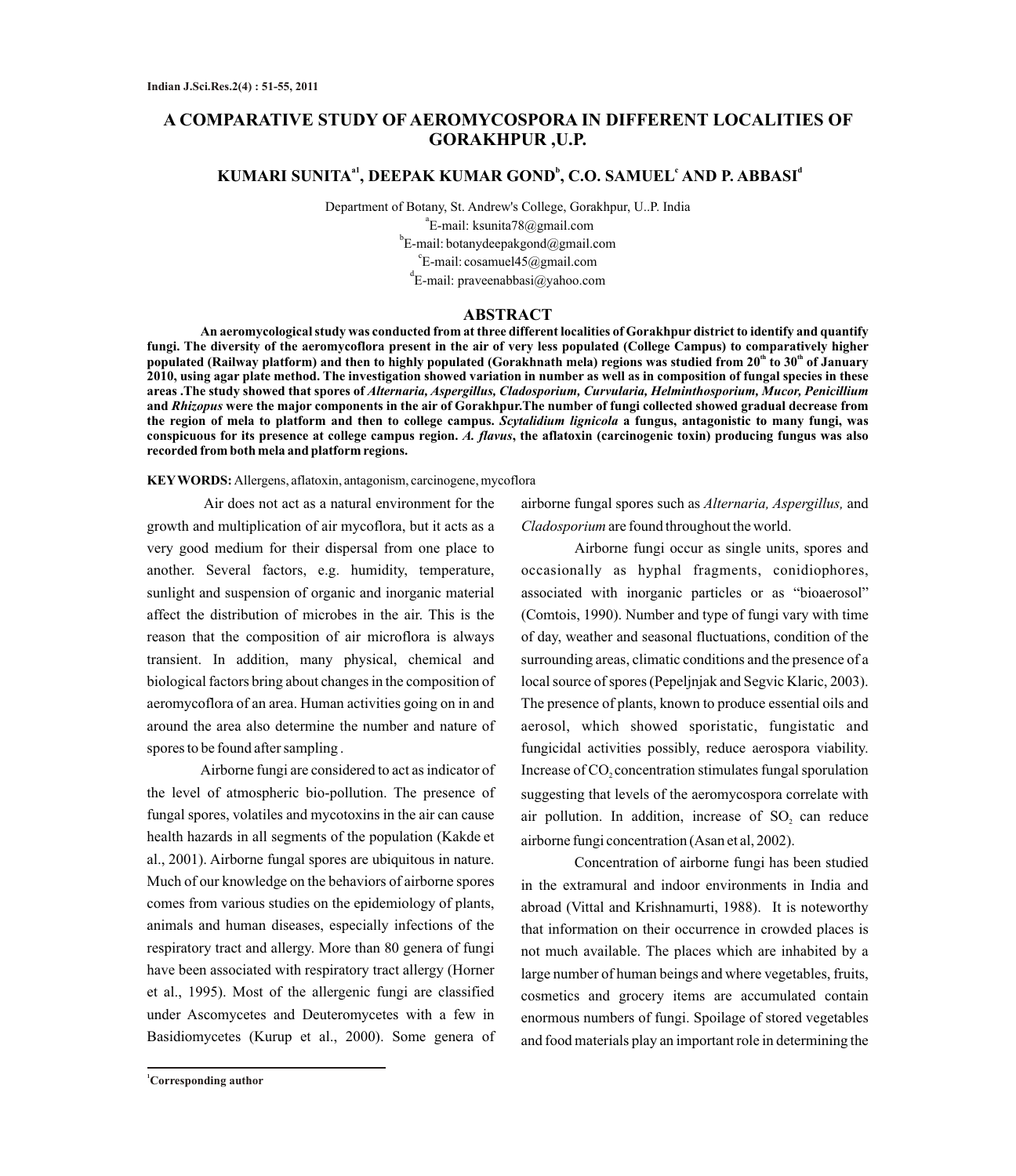# A COMPARATIVE STUDY OF AEROMYCOSPORA IN DIFFERENT LOCALITIES OF GORAKHPUR ,U.P.

**KUMARI SUNITA[a1], DEEPAK KUMAR GOND[b], C.O. SAMUEL[c] AND P. ABBASI[d]**

Department of Botany, St. Andrew's College, Gorakhpur, U..P. India

[a]E-mail: ksunita78@gmail.com

[b]E-mail: botanydeepakgond@gmail.com

[c]E-mail: cosamuel45@gmail.com

[d]E-mail: praveenabbasi@yahoo.com

## ABSTRACT

**An aeromycological study was conducted from at three different localities of Gorakhpur district to identify and quantify fungi. The diversity of the aeromycoflora present in the air of very less populated (College Campus) to comparatively higher populated (Railway platform) and then to highly populated (Gorakhnath mela) regions was studied from 20[th] to 30[th] of January 2010, using agar plate method. The investigation showed variation in number as well as in composition of fungal species in these areas .The study showed that spores of *Alternaria, Aspergillus, Cladosporium, Curvularia, Helminthosporium, Mucor, Penicillium* and *Rhizopus* were the major components in the air of Gorakhpur.The number of fungi collected showed gradual decrease from the region of mela to platform and then to college campus. *Scytalidium lignicola* a fungus, antagonistic to many fungi, was conspicuous for its presence at college campus region. *A. flavus*, the aflatoxin (carcinogenic toxin) producing fungus was also recorded from both mela and platform regions.**

**KEY WORDS:** Allergens, aflatoxin, antagonism, carcinogene, mycoflora

Air does not act as a natural environment for the growth and multiplication of air mycoflora, but it acts as a very good medium for their dispersal from one place to another. Several factors, e.g. humidity, temperature, sunlight and suspension of organic and inorganic material affect the distribution of microbes in the air. This is the reason that the composition of air microflora is always transient. In addition, many physical, chemical and biological factors bring about changes in the composition of aeromycoflora of an area. Human activities going on in and around the area also determine the number and nature of spores to be found after sampling .

Airborne fungi are considered to act as indicator of the level of atmospheric bio-pollution. The presence of fungal spores, volatiles and mycotoxins in the air can cause health hazards in all segments of the population (Kakde et al., 2001). Airborne fungal spores are ubiquitous in nature. Much of our knowledge on the behaviors of airborne spores comes from various studies on the epidemiology of plants, animals and human diseases, especially infections of the respiratory tract and allergy. More than 80 genera of fungi have been associated with respiratory tract allergy (Horner et al., 1995). Most of the allergenic fungi are classified under Ascomycetes and Deuteromycetes with a few in Basidiomycetes (Kurup et al., 2000). Some genera of airborne fungal spores such as *Alternaria, Aspergillus,* and *Cladosporium* are found throughout the world.

Airborne fungi occur as single units, spores and occasionally as hyphal fragments, conidiophores, associated with inorganic particles or as "bioaerosol" (Comtois, 1990). Number and type of fungi vary with time of day, weather and seasonal fluctuations, condition of the surrounding areas, climatic conditions and the presence of a local source of spores (Pepeljnjak and Segvic Klaric, 2003). The presence of plants, known to produce essential oils and aerosol, which showed sporistatic, fungistatic and fungicidal activities possibly, reduce aerospora viability. Increase of $CO_2$ concentration stimulates fungal sporulation suggesting that levels of the aeromycospora correlate with air pollution. In addition, increase of $SO_2$ can reduce airborne fungi concentration (Asan et al, 2002).

Concentration of airborne fungi has been studied in the extramural and indoor environments in India and abroad (Vittal and Krishnamurti, 1988). It is noteworthy that information on their occurrence in crowded places is not much available. The places which are inhabited by a large number of human beings and where vegetables, fruits, cosmetics and grocery items are accumulated contain enormous numbers of fungi. Spoilage of stored vegetables and food materials play an important role in determining the

[1]**Corresponding author**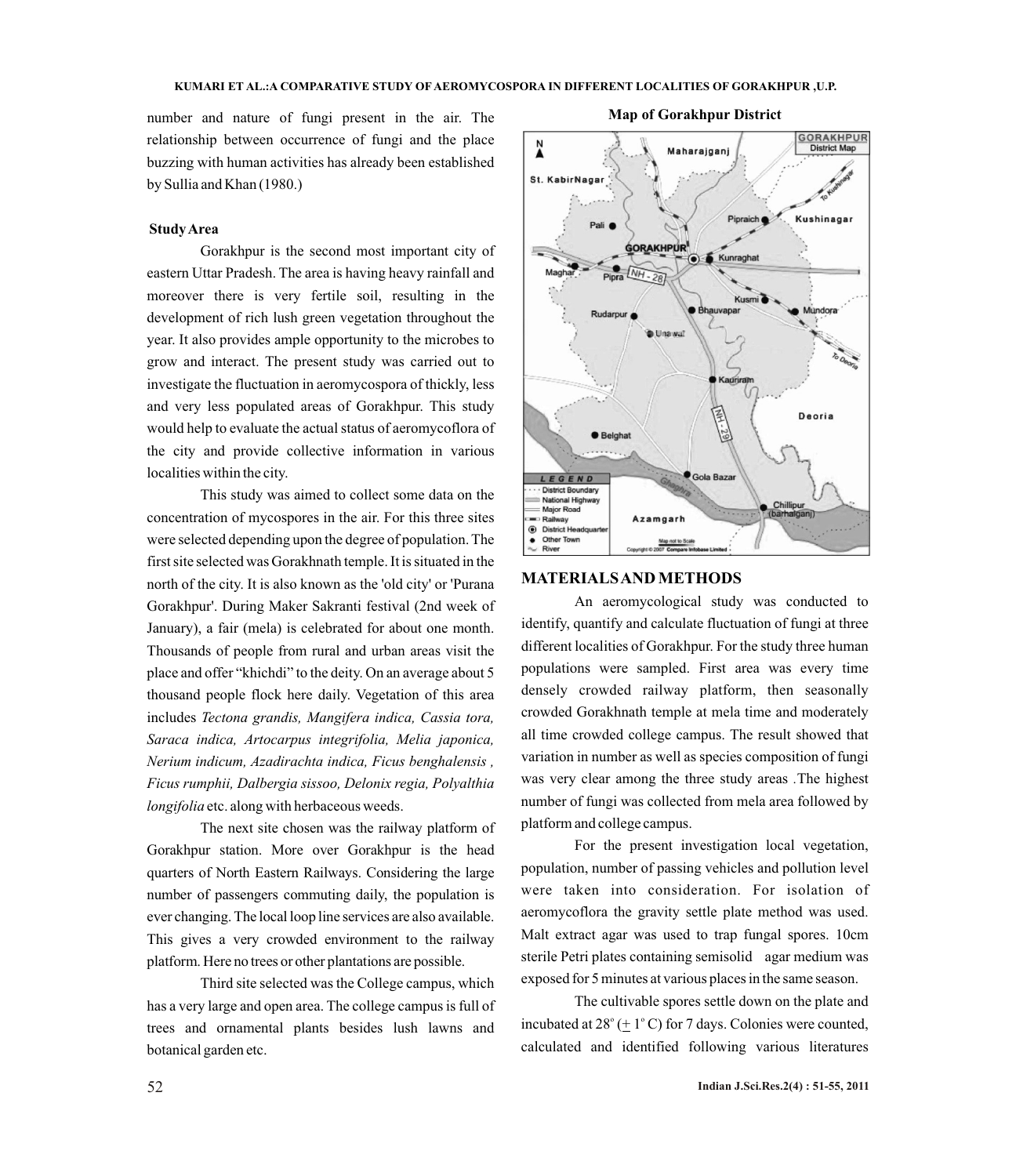number and nature of fungi present in the air. The relationship between occurrence of fungi and the place buzzing with human activities has already been established by Sullia and Khan (1980.)

**Study Area**

Gorakhpur is the second most important city of eastern Uttar Pradesh. The area is having heavy rainfall and moreover there is very fertile soil, resulting in the development of rich lush green vegetation throughout the year. It also provides ample opportunity to the microbes to grow and interact. The present study was carried out to investigate the fluctuation in aeromycospora of thickly, less and very less populated areas of Gorakhpur. This study would help to evaluate the actual status of aeromycoflora of the city and provide collective information in various localities within the city.

This study was aimed to collect some data on the concentration of mycospores in the air. For this three sites were selected depending upon the degree of population. The first site selected was Gorakhnath temple. It is situated in the north of the city. It is also known as the 'old city' or 'Purana Gorakhpur'. During Maker Sakranti festival (2nd week of January), a fair (mela) is celebrated for about one month. Thousands of people from rural and urban areas visit the place and offer "khichdi" to the deity. On an average about 5 thousand people flock here daily. Vegetation of this area includes *Tectona grandis, Mangifera indica, Cassia tora, Saraca indica, Artocarpus integrifolia, Melia japonica, Nerium indicum, Azadirachta indica, Ficus benghalensis , Ficus rumphii, Dalbergia sissoo, Delonix regia, Polyalthia longifolia* etc. along with herbaceous weeds.

The next site chosen was the railway platform of Gorakhpur station. More over Gorakhpur is the head quarters of North Eastern Railways. Considering the large number of passengers commuting daily, the population is ever changing. The local loop line services are also available. This gives a very crowded environment to the railway platform. Here no trees or other plantations are possible.

Third site selected was the College campus, which has a very large and open area. The college campus is full of trees and ornamental plants besides lush lawns and botanical garden etc.

**Map of Gorakhpur District**

## MATERIALS AND METHODS

An aeromycological study was conducted to identify, quantify and calculate fluctuation of fungi at three different localities of Gorakhpur. For the study three human populations were sampled. First area was every time densely crowded railway platform, then seasonally crowded Gorakhnath temple at mela time and moderately all time crowded college campus. The result showed that variation in number as well as species composition of fungi was very clear among the three study areas .The highest number of fungi was collected from mela area followed by platform and college campus.

For the present investigation local vegetation, population, number of passing vehicles and pollution level were taken into consideration. For isolation of aeromycoflora the gravity settle plate method was used. Malt extract agar was used to trap fungal spores. 10cm sterile Petri plates containing semisolid agar medium was exposed for 5 minutes at various places in the same season.

The cultivable spores settle down on the plate and incubated at $28^{o}$ ($\pm$ $1^{o}$ C) for 7 days. Colonies were counted, calculated and identified following various literatures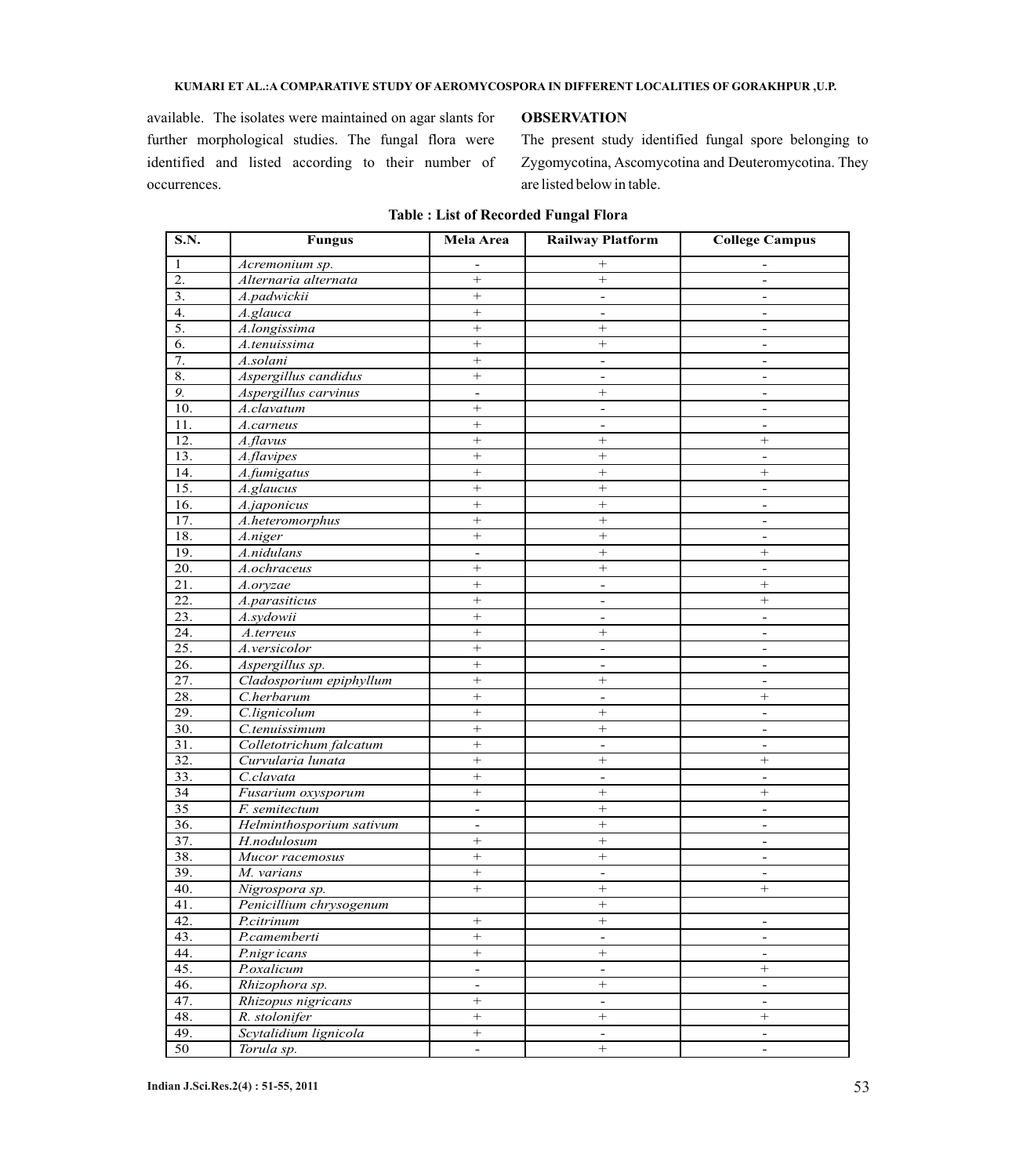available. The isolates were maintained on agar slants for further morphological studies. The fungal flora were identified and listed according to their number of occurrences.

## OBSERVATION

The present study identified fungal spore belonging to Zygomycotina, Ascomycotina and Deuteromycotina. They are listed below in table.

**Table : List of Recorded Fungal Flora**

| S.N. | Fungus | Mela Area | Railway Platform | College Campus |
|---|---|---|---|---|
| 1 | *Acremonium sp.* | - | + | - |
| 2. | *Alternaria alternata* | + | + | - |
| 3. | *A.padwickii* | + | - | - |
| 4. | *A.glauca* | + | - | - |
| 5. | *A.longissima* | + | + | - |
| 6. | *A.tenuissima* | + | + | - |
| 7. | *A.solani* | + | - | - |
| 8. | *Aspergillus candidus* | + | - | - |
| 9. | *Aspergillus carvinus* | - | + | - |
| 10. | *A.clavatum* | + | - | - |
| 11. | *A.carneus* | + | - | - |
| 12. | *A.flavus* | + | + | + |
| 13. | *A.flavipes* | + | + | - |
| 14. | *A.fumigatus* | + | + | + |
| 15. | *A.glaucus* | + | + | - |
| 16. | *A.japonicus* | + | + | - |
| 17. | *A.heteromorphus* | + | + | - |
| 18. | *A.niger* | + | + | - |
| 19. | *A.nidulans* | - | + | + |
| 20. | *A.ochraceus* | + | + | - |
| 21. | *A.oryzae* | + | - | + |
| 22. | *A.parasiticus* | + | - | + |
| 23. | *A.sydowii* | + | - | - |
| 24. | *A.terreus* | + | + | - |
| 25. | *A.versicolor* | + | - | - |
| 26. | *Aspergillus sp.* | + | - | - |
| 27. | *Cladosporium epiphyllum* | + | + | - |
| 28. | *C.herbarum* | + | - | + |
| 29. | *C.lignicolum* | + | + | - |
| 30. | *C.tenuissimum* | + | + | - |
| 31. | *Colletotrichum falcatum* | + | - | - |
| 32. | *Curvularia lunata* | + | + | + |
| 33. | *C.clavata* | + | - | - |
| 34 | *Fusarium oxysporum* | + | + | + |
| 35 | *F. semitectum* | - | + | - |
| 36. | *Helminthosporium sativum* | - | + | - |
| 37. | *H.nodulosum* | + | + | - |
| 38. | *Mucor racemosus* | + | + | - |
| 39. | *M. varians* | + | - | - |
| 40. | *Nigrospora sp.* | + | + | + |
| 41. | *Penicillium chrysogenum* | | + | |
| 42. | *P.citrinum* | + | + | - |
| 43. | *P.camemberti* | + | - | - |
| 44. | *P.nigr icans* | + | + | - |
| 45. | *P.oxalicum* | - | - | + |
| 46. | *Rhizophora sp.* | - | + | - |
| 47. | *Rhizopus nigricans* | + | - | - |
| 48. | *R. stolonifer* | + | + | + |
| 49. | *Scytalidium lignicola* | + | - | - |
| 50 | *Torula sp.* | - | + | - |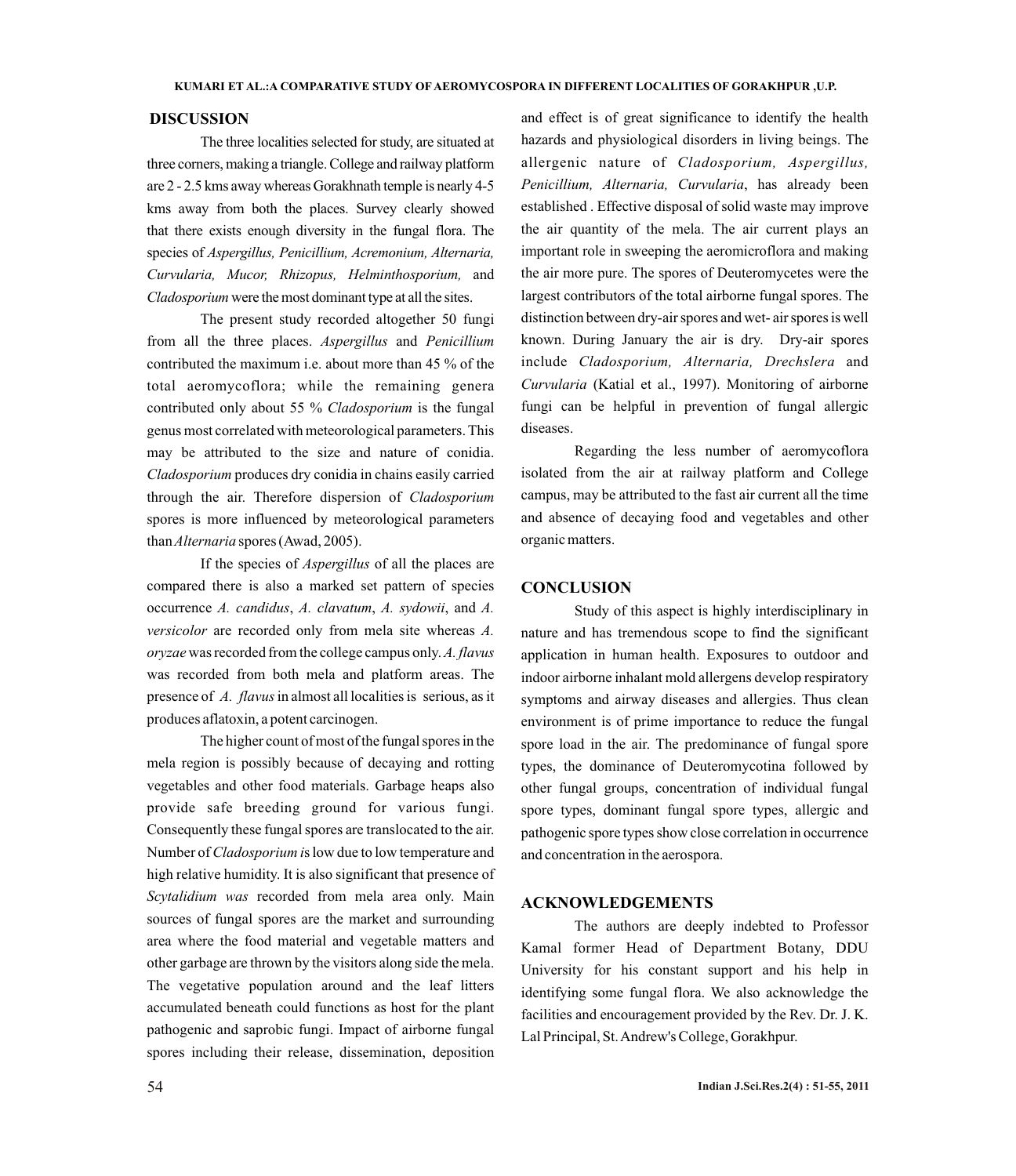## DISCUSSION

The three localities selected for study, are situated at three corners, making a triangle. College and railway platform are 2 - 2.5 kms away whereas Gorakhnath temple is nearly 4-5 kms away from both the places. Survey clearly showed that there exists enough diversity in the fungal flora. The species of *Aspergillus, Penicillium, Acremonium, Alternaria, Curvularia, Mucor, Rhizopus, Helminthosporium,* and *Cladosporium* were the most dominant type at all the sites.

The present study recorded altogether 50 fungi from all the three places. *Aspergillus* and *Penicillium* contributed the maximum i.e. about more than 45 % of the total aeromycoflora; while the remaining genera contributed only about 55 % *Cladosporium* is the fungal genus most correlated with meteorological parameters. This may be attributed to the size and nature of conidia. *Cladosporium* produces dry conidia in chains easily carried through the air. Therefore dispersion of *Cladosporium* spores is more influenced by meteorological parameters than *Alternaria* spores (Awad, 2005).

If the species of *Aspergillus* of all the places are compared there is also a marked set pattern of species occurrence *A. candidus*, *A. clavatum*, *A. sydowii*, and *A. versicolor* are recorded only from mela site whereas *A. oryzae* was recorded from the college campus only. *A. flavus* was recorded from both mela and platform areas. The presence of *A. flavus* in almost all localities is serious, as it produces aflatoxin, a potent carcinogen.

The higher count of most of the fungal spores in the mela region is possibly because of decaying and rotting vegetables and other food materials. Garbage heaps also provide safe breeding ground for various fungi. Consequently these fungal spores are translocated to the air. Number of *Cladosporium i*s low due to low temperature and high relative humidity. It is also significant that presence of *Scytalidium was* recorded from mela area only. Main sources of fungal spores are the market and surrounding area where the food material and vegetable matters and other garbage are thrown by the visitors along side the mela. The vegetative population around and the leaf litters accumulated beneath could functions as host for the plant pathogenic and saprobic fungi. Impact of airborne fungal spores including their release, dissemination, deposition and effect is of great significance to identify the health hazards and physiological disorders in living beings. The allergenic nature of *Cladosporium, Aspergillus, Penicillium, Alternaria, Curvularia*, has already been established . Effective disposal of solid waste may improve the air quantity of the mela. The air current plays an important role in sweeping the aeromicroflora and making the air more pure. The spores of Deuteromycetes were the largest contributors of the total airborne fungal spores. The distinction between dry-air spores and wet- air spores is well known. During January the air is dry. Dry-air spores include *Cladosporium, Alternaria, Drechslera* and *Curvularia* (Katial et al., 1997). Monitoring of airborne fungi can be helpful in prevention of fungal allergic diseases.

Regarding the less number of aeromycoflora isolated from the air at railway platform and College campus, may be attributed to the fast air current all the time and absence of decaying food and vegetables and other organic matters.

## CONCLUSION

Study of this aspect is highly interdisciplinary in nature and has tremendous scope to find the significant application in human health. Exposures to outdoor and indoor airborne inhalant mold allergens develop respiratory symptoms and airway diseases and allergies. Thus clean environment is of prime importance to reduce the fungal spore load in the air. The predominance of fungal spore types, the dominance of Deuteromycotina followed by other fungal groups, concentration of individual fungal spore types, dominant fungal spore types, allergic and pathogenic spore types show close correlation in occurrence and concentration in the aerospora.

## ACKNOWLEDGEMENTS

The authors are deeply indebted to Professor Kamal former Head of Department Botany, DDU University for his constant support and his help in identifying some fungal flora. We also acknowledge the facilities and encouragement provided by the Rev. Dr. J. K. Lal Principal, St. Andrew's College, Gorakhpur.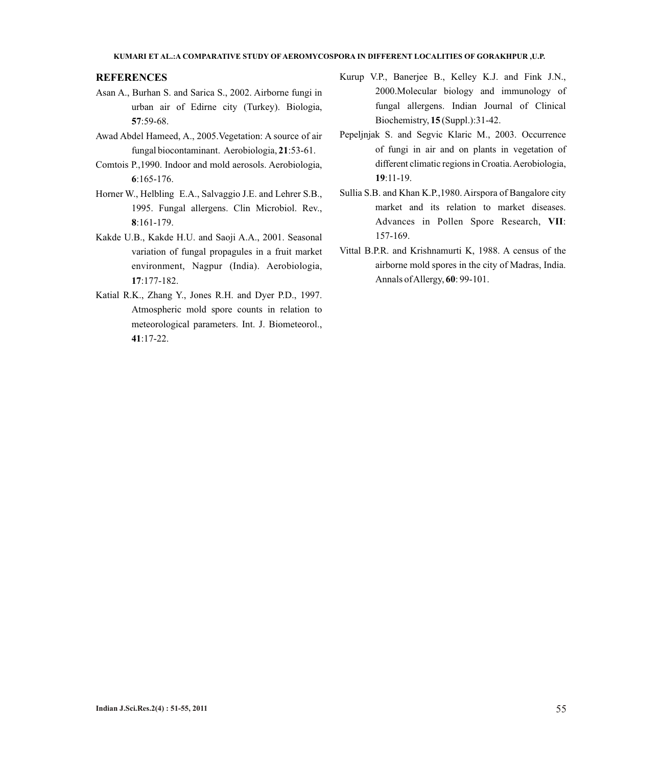## REFERENCES

Asan A., Burhan S. and Sarica S., 2002. Airborne fungi in urban air of Edirne city (Turkey). Biologia, **57**:59-68.

Awad Abdel Hameed, A., 2005.Vegetation: A source of air fungal biocontaminant. Aerobiologia, **21**:53-61.

Comtois P.,1990. Indoor and mold aerosols. Aerobiologia, **6**:165-176.

Horner W., Helbling E.A., Salvaggio J.E. and Lehrer S.B., 1995. Fungal allergens. Clin Microbiol. Rev., **8**:161-179.

Kakde U.B., Kakde H.U. and Saoji A.A., 2001. Seasonal variation of fungal propagules in a fruit market environment, Nagpur (India). Aerobiologia, **17**:177-182.

Katial R.K., Zhang Y., Jones R.H. and Dyer P.D., 1997. Atmospheric mold spore counts in relation to meteorological parameters. Int. J. Biometeorol., **41**:17-22.

Kurup V.P., Banerjee B., Kelley K.J. and Fink J.N., 2000.Molecular biology and immunology of fungal allergens. Indian Journal of Clinical Biochemistry, **15** (Suppl.):31-42.

Pepeljnjak S. and Segvic Klaric M., 2003. Occurrence of fungi in air and on plants in vegetation of different climatic regions in Croatia. Aerobiologia, **19**:11-19.

Sullia S.B. and Khan K.P.,1980. Airspora of Bangalore city market and its relation to market diseases. Advances in Pollen Spore Research, **VII**: 157-169.

Vittal B.P.R. and Krishnamurti K, 1988. A census of the airborne mold spores in the city of Madras, India. Annals of Allergy, **60**: 99-101.